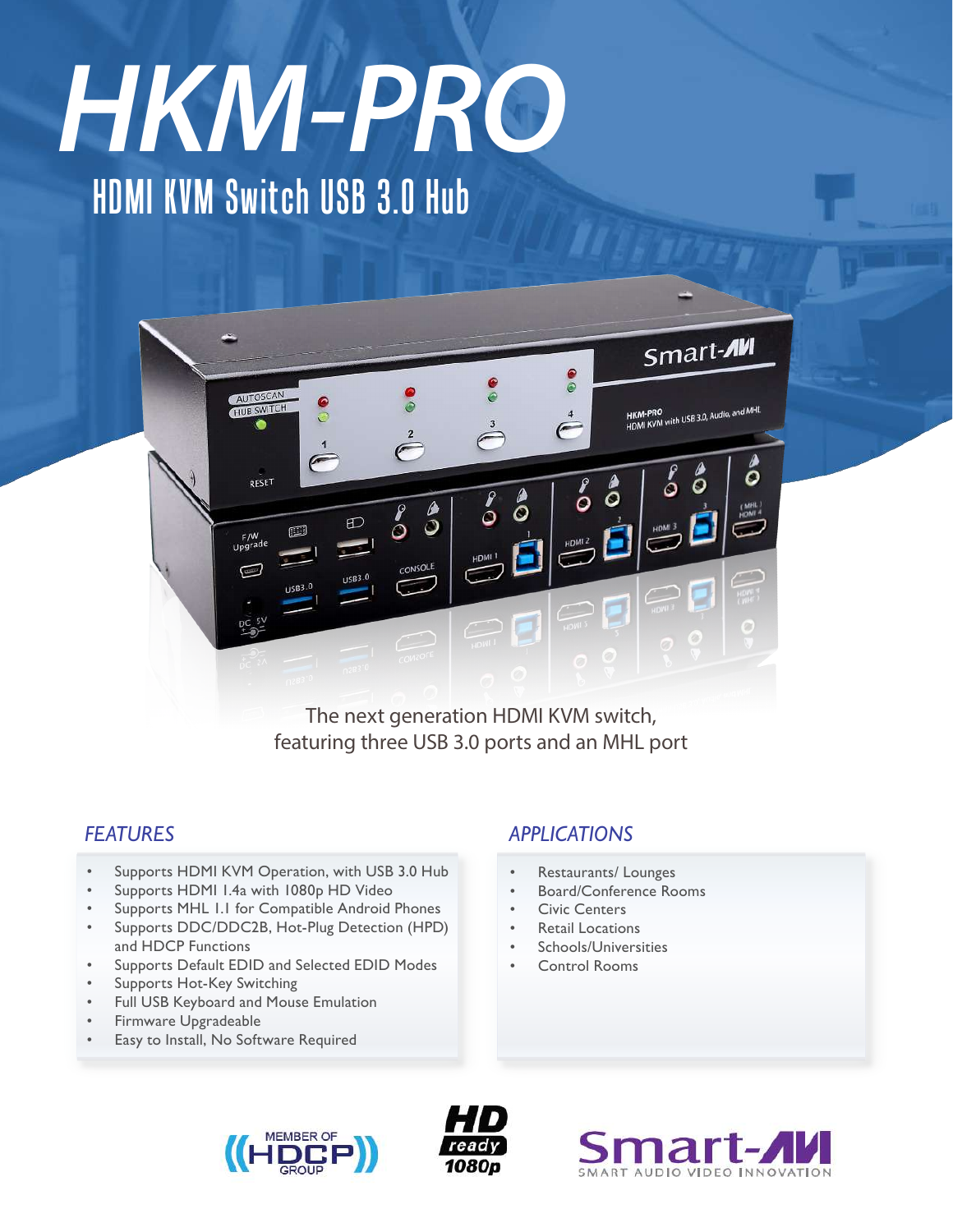# HKM-PRO

## HDMI KVM Switch USB 3.0 Hub

The next generation HDMI KVM switch, featuring three USB 3.0 ports and an MHL port

### FEATURES

- Supports HDMI KVM Operation, with USB 3.0 Hub
- Supports HDMI 1.4a with 1080p HD Video
- Supports MHL 1.1 for Compatible Android Phones
- Supports DDC/DDC2B, Hot-Plug Detection (HPD) and HDCP Functions
- Supports Default EDID and Selected EDID Modes
- Supports Hot-Key Switching
- Full USB Keyboard and Mouse Emulation
- Firmware Upgradeable
- Easy to Install, No Software Required

### APPLICATIONS

- Restaurants/ Lounges
- Board/Conference Rooms
- Civic Centers
- Retail Locations
- Schools/Universities
- Control Rooms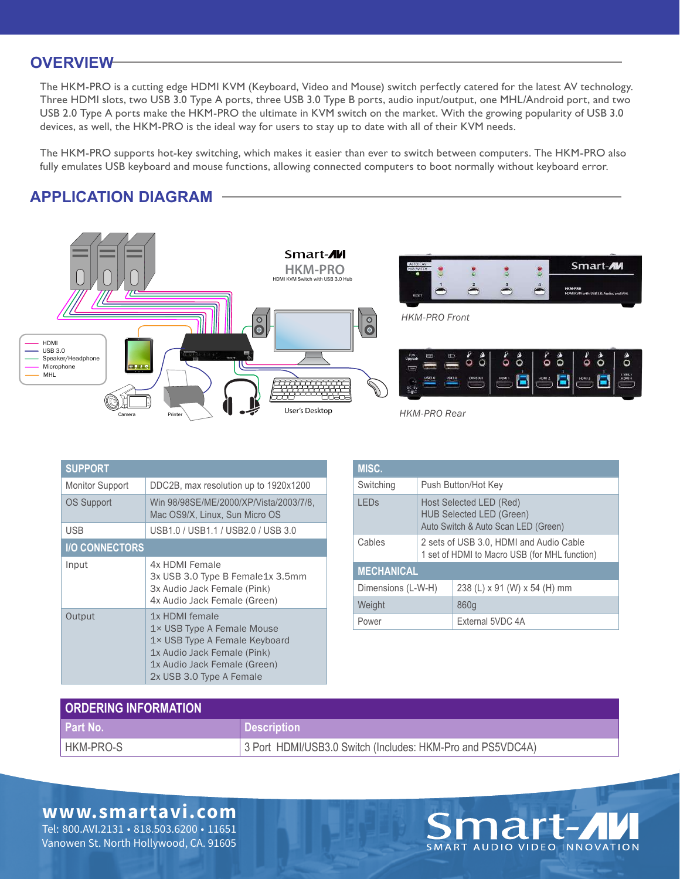## OVERVIEW

The HKM-PRO is a cutting edge HDMI KVM (Keyboard, Video and Mouse) switch perfectly catered for the latest AV technology. Three HDMI slots, two USB 3.0 Type A ports, three USB 3.0 Type B ports, audio input/output, one MHL/Android port, and two USB 2.0 Type A ports make the HKM-PRO the ultimate in KVM switch on the market. With the growing popularity of USB 3.0 devices, as well, the HKM-PRO is the ideal way for users to stay up to date with all of their KVM needs.

The HKM-PRO supports hot-key switching, which makes it easier than ever to switch between computers. The HKM-PRO also fully emulates USB keyboard and mouse functions, allowing connected computers to boot normally without keyboard error.

## APPLICATION DIAGRAM

Smart-AVI
HKM-PRO
HDMI KVM Switch with USB 3.0 Hub

HDMI
USB 3.0
Speaker/Headphone
Microphone
MHL

Camera
Printer
User's Desktop

*HKM-PRO Front*

*HKM-PRO Rear*

| SUPPORT | |
|---|---|
| Monitor Support | DDC2B, max resolution up to 1920x1200 |
| OS Support | Win 98/98SE/ME/2000/XP/Vista/2003/7/8, Mac OS9/X, Linux, Sun Micro OS |
| USB | USB1.0 / USB1.1 / USB2.0 / USB 3.0 |
| **I/O CONNECTORS** | |
| Input | 4x HDMI Female<br>3x USB 3.0 Type B Female1x 3.5mm<br>3x Audio Jack Female (Pink)<br>4x Audio Jack Female (Green) |
| Output | 1x HDMI female<br>1× USB Type A Female Mouse<br>1× USB Type A Female Keyboard<br>1x Audio Jack Female (Pink)<br>1x Audio Jack Female (Green)<br>2x USB 3.0 Type A Female |

| MISC. | |
|---|---|
| Switching | Push Button/Hot Key |
| LEDs | Host Selected LED (Red)<br>HUB Selected LED (Green)<br>Auto Switch & Auto Scan LED (Green) |
| Cables | 2 sets of USB 3.0, HDMI and Audio Cable<br>1 set of HDMI to Macro USB (for MHL function) |
| **MECHANICAL** | |
| Dimensions (L-W-H) | 238 (L) x 91 (W) x 54 (H) mm |
| Weight | 860g |
| Power | External 5VDC 4A |

**ORDERING INFORMATION**

| Part No. | Description |
|---|---|
| HKM-PRO-S | 3 Port HDMI/USB3.0 Switch (Includes: HKM-Pro and PS5VDC4A) |

**www.smartavi.com**
Tel: 800.AVI.2131 • 818.503.6200 • 11651 Vanowen St. North Hollywood, CA. 91605

Smart-AVI
SMART AUDIO VIDEO INNOVATION